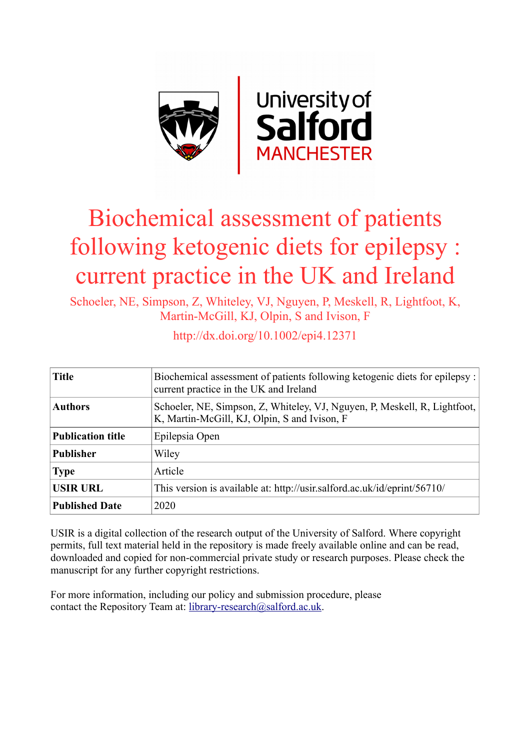# Biochemical assessment of patients following ketogenic diets for epilepsy : current practice in the UK and Ireland

Schoeler, NE, Simpson, Z, Whiteley, VJ, Nguyen, P, Meskell, R, Lightfoot, K, Martin-McGill, KJ, Olpin, S and Ivison, F

http://dx.doi.org/10.1002/epi4.12371

| **Title** | Biochemical assessment of patients following ketogenic diets for epilepsy : current practice in the UK and Ireland |
|---|---|
| **Authors** | Schoeler, NE, Simpson, Z, Whiteley, VJ, Nguyen, P, Meskell, R, Lightfoot, K, Martin-McGill, KJ, Olpin, S and Ivison, F |
| **Publication title** | Epilepsia Open |
| **Publisher** | Wiley |
| **Type** | Article |
| **USIR URL** | This version is available at: http://usir.salford.ac.uk/id/eprint/56710/ |
| **Published Date** | 2020 |

USIR is a digital collection of the research output of the University of Salford. Where copyright permits, full text material held in the repository is made freely available online and can be read, downloaded and copied for non-commercial private study or research purposes. Please check the manuscript for any further copyright restrictions.

For more information, including our policy and submission procedure, please contact the Repository Team at: library-research@salford.ac.uk.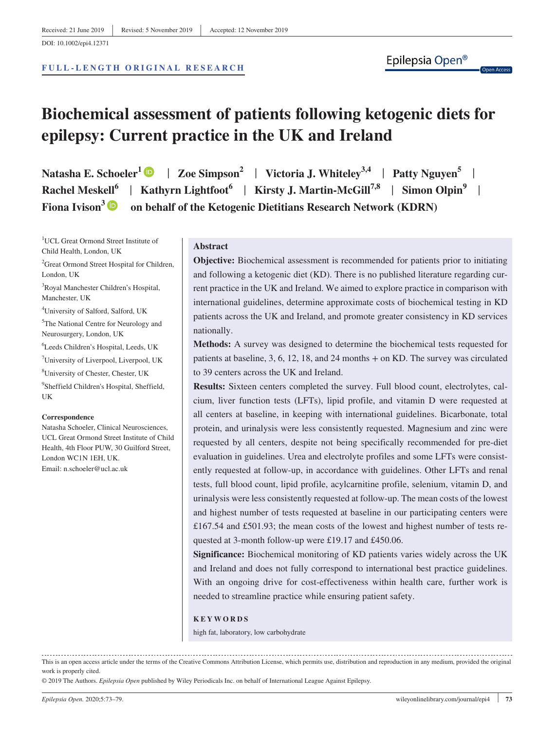Received: 21 June 2019 | Revised: 5 November 2019 | Accepted: 12 November 2019

DOI: 10.1002/epi4.12371

**FULL-LENGTH ORIGINAL RESEARCH**

# Biochemical assessment of patients following ketogenic diets for epilepsy: Current practice in the UK and Ireland

**Natasha E. Schoeler[1] | Zoe Simpson[2] | Victoria J. Whiteley[3,4] | Patty Nguyen[5] | Rachel Meskell[6] | Kathyrn Lightfoot[6] | Kirsty J. Martin-McGill[7,8] | Simon Olpin[9] | Fiona Ivison[3] on behalf of the Ketogenic Dietitians Research Network (KDRN)**

[1]UCL Great Ormond Street Institute of Child Health, London, UK
[2]Great Ormond Street Hospital for Children, London, UK
[3]Royal Manchester Children's Hospital, Manchester, UK
[4]University of Salford, Salford, UK
[5]The National Centre for Neurology and Neurosurgery, London, UK
[6]Leeds Children's Hospital, Leeds, UK
[7]University of Liverpool, Liverpool, UK
[8]University of Chester, Chester, UK
[9]Sheffield Children's Hospital, Sheffield, UK

**Correspondence**
Natasha Schoeler, Clinical Neurosciences, UCL Great Ormond Street Institute of Child Health, 4th Floor PUW, 30 Guilford Street, London WC1N 1EH, UK.
Email: n.schoeler@ucl.ac.uk

## Abstract

**Objective:** Biochemical assessment is recommended for patients prior to initiating and following a ketogenic diet (KD). There is no published literature regarding current practice in the UK and Ireland. We aimed to explore practice in comparison with international guidelines, determine approximate costs of biochemical testing in KD patients across the UK and Ireland, and promote greater consistency in KD services nationally.

**Methods:** A survey was designed to determine the biochemical tests requested for patients at baseline, 3, 6, 12, 18, and 24 months + on KD. The survey was circulated to 39 centers across the UK and Ireland.

**Results:** Sixteen centers completed the survey. Full blood count, electrolytes, calcium, liver function tests (LFTs), lipid profile, and vitamin D were requested at all centers at baseline, in keeping with international guidelines. Bicarbonate, total protein, and urinalysis were less consistently requested. Magnesium and zinc were requested by all centers, despite not being specifically recommended for pre-diet evaluation in guidelines. Urea and electrolyte profiles and some LFTs were consistently requested at follow-up, in accordance with guidelines. Other LFTs and renal tests, full blood count, lipid profile, acylcarnitine profile, selenium, vitamin D, and urinalysis were less consistently requested at follow-up. The mean costs of the lowest and highest number of tests requested at baseline in our participating centers were £167.54 and £501.93; the mean costs of the lowest and highest number of tests requested at 3-month follow-up were £19.17 and £450.06.

**Significance:** Biochemical monitoring of KD patients varies widely across the UK and Ireland and does not fully correspond to international best practice guidelines. With an ongoing drive for cost-effectiveness within health care, further work is needed to streamline practice while ensuring patient safety.

**KEYWORDS**

high fat, laboratory, low carbohydrate

---

This is an open access article under the terms of the Creative Commons Attribution License, which permits use, distribution and reproduction in any medium, provided the original work is properly cited.
© 2019 The Authors. *Epilepsia Open* published by Wiley Periodicals Inc. on behalf of International League Against Epilepsy.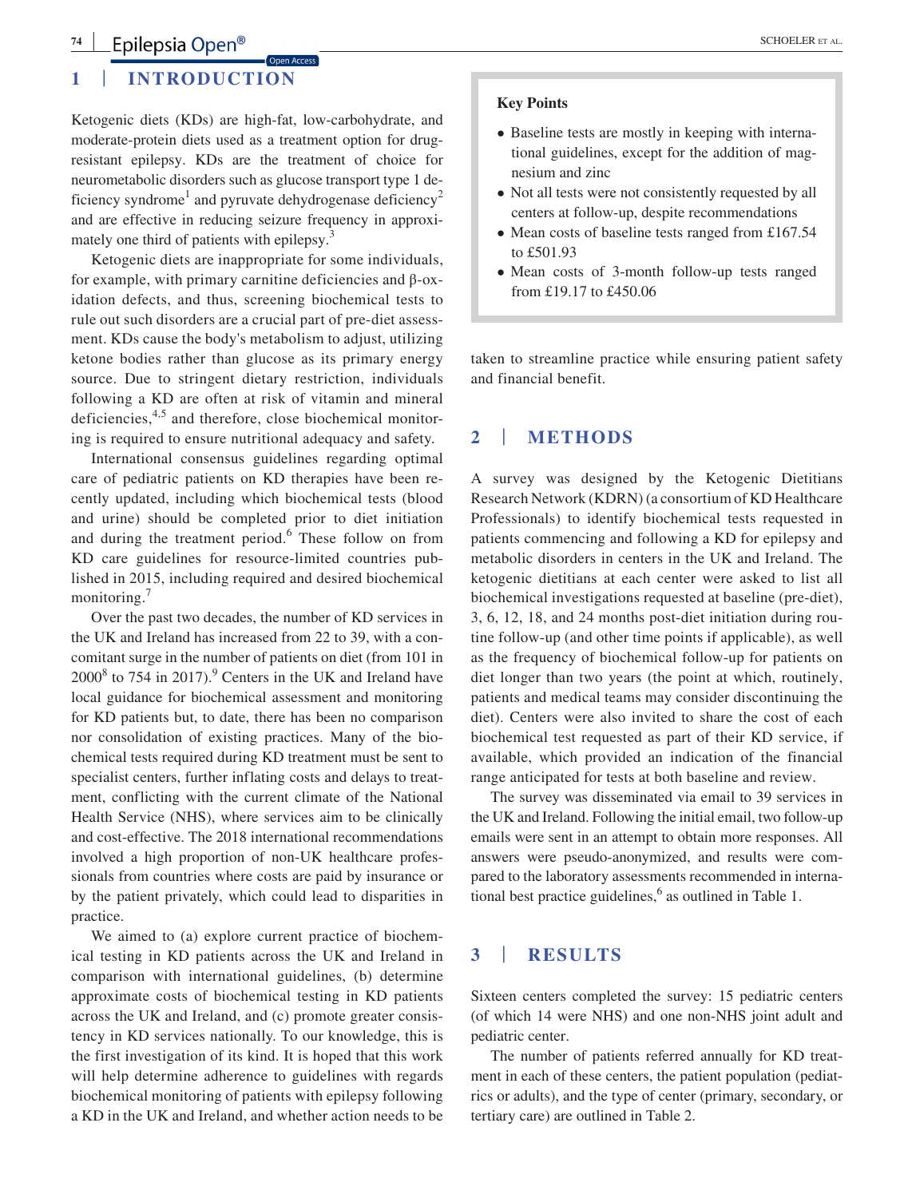## 1 | INTRODUCTION

Ketogenic diets (KDs) are high-fat, low-carbohydrate, and moderate-protein diets used as a treatment option for drug-resistant epilepsy. KDs are the treatment of choice for neurometabolic disorders such as glucose transport type 1 deficiency syndrome[1] and pyruvate dehydrogenase deficiency[2] and are effective in reducing seizure frequency in approximately one third of patients with epilepsy.[3]

Ketogenic diets are inappropriate for some individuals, for example, with primary carnitine deficiencies and β-oxidation defects, and thus, screening biochemical tests to rule out such disorders are a crucial part of pre-diet assessment. KDs cause the body's metabolism to adjust, utilizing ketone bodies rather than glucose as its primary energy source. Due to stringent dietary restriction, individuals following a KD are often at risk of vitamin and mineral deficiencies,[4,5] and therefore, close biochemical monitoring is required to ensure nutritional adequacy and safety.

International consensus guidelines regarding optimal care of pediatric patients on KD therapies have been recently updated, including which biochemical tests (blood and urine) should be completed prior to diet initiation and during the treatment period.[6] These follow on from KD care guidelines for resource-limited countries published in 2015, including required and desired biochemical monitoring.[7]

Over the past two decades, the number of KD services in the UK and Ireland has increased from 22 to 39, with a concomitant surge in the number of patients on diet (from 101 in 2000[8] to 754 in 2017).[9] Centers in the UK and Ireland have local guidance for biochemical assessment and monitoring for KD patients but, to date, there has been no comparison nor consolidation of existing practices. Many of the biochemical tests required during KD treatment must be sent to specialist centers, further inflating costs and delays to treatment, conflicting with the current climate of the National Health Service (NHS), where services aim to be clinically and cost-effective. The 2018 international recommendations involved a high proportion of non-UK healthcare professionals from countries where costs are paid by insurance or by the patient privately, which could lead to disparities in practice.

We aimed to (a) explore current practice of biochemical testing in KD patients across the UK and Ireland in comparison with international guidelines, (b) determine approximate costs of biochemical testing in KD patients across the UK and Ireland, and (c) promote greater consistency in KD services nationally. To our knowledge, this is the first investigation of its kind. It is hoped that this work will help determine adherence to guidelines with regards biochemical monitoring of patients with epilepsy following a KD in the UK and Ireland, and whether action needs to be taken to streamline practice while ensuring patient safety and financial benefit.

> **Key Points**
>
> - Baseline tests are mostly in keeping with international guidelines, except for the addition of magnesium and zinc
> - Not all tests were not consistently requested by all centers at follow-up, despite recommendations
> - Mean costs of baseline tests ranged from £167.54 to £501.93
> - Mean costs of 3-month follow-up tests ranged from £19.17 to £450.06

## 2 | METHODS

A survey was designed by the Ketogenic Dietitians Research Network (KDRN) (a consortium of KD Healthcare Professionals) to identify biochemical tests requested in patients commencing and following a KD for epilepsy and metabolic disorders in centers in the UK and Ireland. The ketogenic dietitians at each center were asked to list all biochemical investigations requested at baseline (pre-diet), 3, 6, 12, 18, and 24 months post-diet initiation during routine follow-up (and other time points if applicable), as well as the frequency of biochemical follow-up for patients on diet longer than two years (the point at which, routinely, patients and medical teams may consider discontinuing the diet). Centers were also invited to share the cost of each biochemical test requested as part of their KD service, if available, which provided an indication of the financial range anticipated for tests at both baseline and review.

The survey was disseminated via email to 39 services in the UK and Ireland. Following the initial email, two follow-up emails were sent in an attempt to obtain more responses. All answers were pseudo-anonymized, and results were compared to the laboratory assessments recommended in international best practice guidelines,[6] as outlined in Table 1.

## 3 | RESULTS

Sixteen centers completed the survey: 15 pediatric centers (of which 14 were NHS) and one non-NHS joint adult and pediatric center.

The number of patients referred annually for KD treatment in each of these centers, the patient population (pediatrics or adults), and the type of center (primary, secondary, or tertiary care) are outlined in Table 2.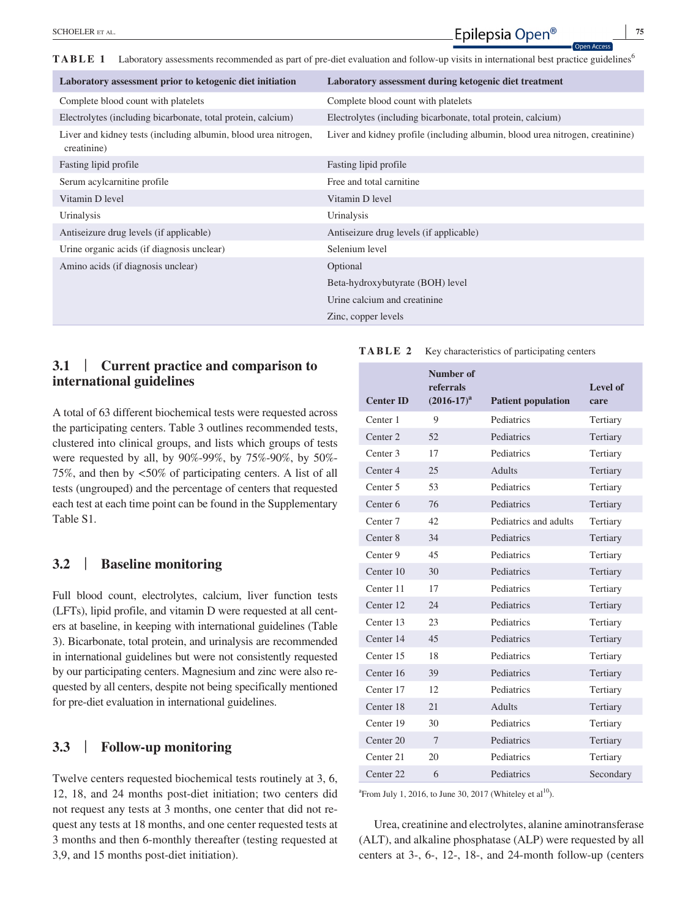**TABLE 1** Laboratory assessments recommended as part of pre-diet evaluation and follow-up visits in international best practice guidelines[6]

| Laboratory assessment prior to ketogenic diet initiation | Laboratory assessment during ketogenic diet treatment |
|---|---|
| Complete blood count with platelets | Complete blood count with platelets |
| Electrolytes (including bicarbonate, total protein, calcium) | Electrolytes (including bicarbonate, total protein, calcium) |
| Liver and kidney tests (including albumin, blood urea nitrogen, creatinine) | Liver and kidney profile (including albumin, blood urea nitrogen, creatinine) |
| Fasting lipid profile | Fasting lipid profile |
| Serum acylcarnitine profile | Free and total carnitine |
| Vitamin D level | Vitamin D level |
| Urinalysis | Urinalysis |
| Antiseizure drug levels (if applicable) | Antiseizure drug levels (if applicable) |
| Urine organic acids (if diagnosis unclear) | Selenium level |
| Amino acids (if diagnosis unclear) | Optional |
| | Beta-hydroxybutyrate (BOH) level |
| | Urine calcium and creatinine |
| | Zinc, copper levels |

### 3.1 | Current practice and comparison to international guidelines

A total of 63 different biochemical tests were requested across the participating centers. Table 3 outlines recommended tests, clustered into clinical groups, and lists which groups of tests were requested by all, by 90%-99%, by 75%-90%, by 50%-75%, and then by <50% of participating centers. A list of all tests (ungrouped) and the percentage of centers that requested each test at each time point can be found in the Supplementary Table S1.

### 3.2 | Baseline monitoring

Full blood count, electrolytes, calcium, liver function tests (LFTs), lipid profile, and vitamin D were requested at all centers at baseline, in keeping with international guidelines (Table 3). Bicarbonate, total protein, and urinalysis are recommended in international guidelines but were not consistently requested by our participating centers. Magnesium and zinc were also requested by all centers, despite not being specifically mentioned for pre-diet evaluation in international guidelines.

### 3.3 | Follow-up monitoring

Twelve centers requested biochemical tests routinely at 3, 6, 12, 18, and 24 months post-diet initiation; two centers did not request any tests at 3 months, one center that did not request any tests at 18 months, and one center requested tests at 3 months and then 6-monthly thereafter (testing requested at 3,9, and 15 months post-diet initiation).

**TABLE 2** Key characteristics of participating centers

| Center ID | Number of referrals (2016-17)[a] | Patient population | Level of care |
|---|---|---|---|
| Center 1 | 9 | Pediatrics | Tertiary |
| Center 2 | 52 | Pediatrics | Tertiary |
| Center 3 | 17 | Pediatrics | Tertiary |
| Center 4 | 25 | Adults | Tertiary |
| Center 5 | 53 | Pediatrics | Tertiary |
| Center 6 | 76 | Pediatrics | Tertiary |
| Center 7 | 42 | Pediatrics and adults | Tertiary |
| Center 8 | 34 | Pediatrics | Tertiary |
| Center 9 | 45 | Pediatrics | Tertiary |
| Center 10 | 30 | Pediatrics | Tertiary |
| Center 11 | 17 | Pediatrics | Tertiary |
| Center 12 | 24 | Pediatrics | Tertiary |
| Center 13 | 23 | Pediatrics | Tertiary |
| Center 14 | 45 | Pediatrics | Tertiary |
| Center 15 | 18 | Pediatrics | Tertiary |
| Center 16 | 39 | Pediatrics | Tertiary |
| Center 17 | 12 | Pediatrics | Tertiary |
| Center 18 | 21 | Adults | Tertiary |
| Center 19 | 30 | Pediatrics | Tertiary |
| Center 20 | 7 | Pediatrics | Tertiary |
| Center 21 | 20 | Pediatrics | Tertiary |
| Center 22 | 6 | Pediatrics | Secondary |

[a]From July 1, 2016, to June 30, 2017 (Whiteley et al[10]).

Urea, creatinine and electrolytes, alanine aminotransferase (ALT), and alkaline phosphatase (ALP) were requested by all centers at 3-, 6-, 12-, 18-, and 24-month follow-up (centers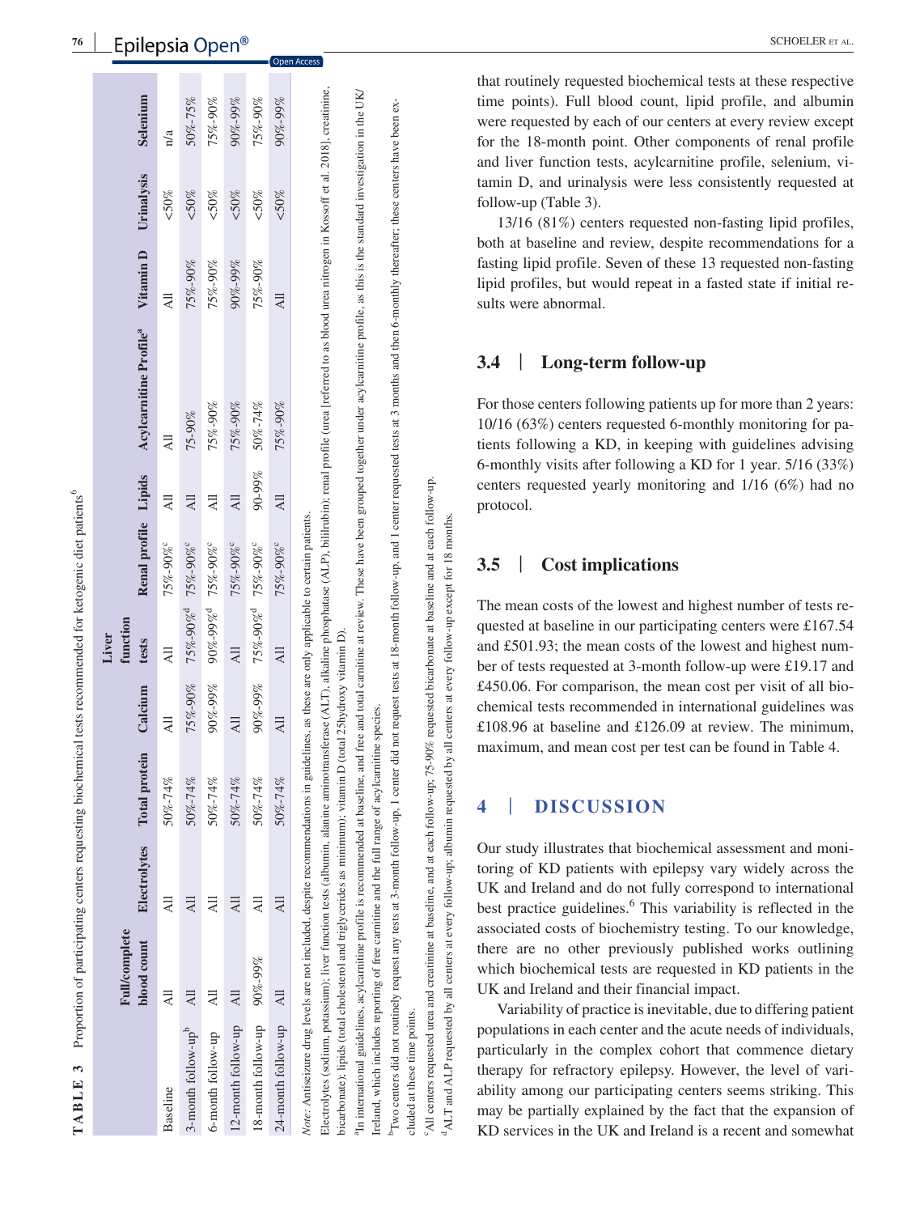**TABLE 3** Proportion of participating centers requesting biochemical tests recommended for ketogenic diet patients[6]

| | Full/complete blood count | Electrolytes | Total protein | Calcium | Liver function tests | Renal profile | Lipids | Acylcarnitine Profile[a] | Vitamin D | Urinalysis | Selenium |
|---|---|---|---|---|---|---|---|---|---|---|---|
| Baseline | All | All | 50%-74% | All | All | 75%-90%[c] | All | All | All | <50% | n/a |
| 3-month follow-up[b] | All | All | 50%-74% | 75%-90% | 75%-90%[d] | 75%-90%[c] | All | 75-90% | 75%-90% | <50% | 50%-75% |
| 6-month follow-up | All | All | 50%-74% | 90%-99% | 90%-99%[d] | 75%-90%[c] | All | 75%-90% | 75%-90% | <50% | 75%-90% |
| 12-month follow-up | All | All | 50%-74% | All | All | 75%-90%[c] | All | 75%-90% | 90%-99% | <50% | 90%-99% |
| 18-month follow-up | 90%-99% | All | 50%-74% | 90%-99% | 75%-90%[d] | 75%-90%[c] | 90-99% | 50%-74% | 75%-90% | <50% | 75%-90% |
| 24-month follow-up | All | All | 50%-74% | All | All | 75%-90%[c] | All | 75%-90% | All | <50% | 90%-99% |

*Note:* Antiseizure drug levels are not included, despite recommendations in guidelines, as these are only applicable to certain patients.

Electrolytes (sodium, potassium); liver function tests (albumin, alanine aminotransferase (ALT), alkaline phosphatase (ALP), bilirubin); renal profile (urea [referred to as blood urea nitrogen in Kossoff et al. 2018], creatinine, bicarbonate); lipids (total cholesterol and triglycerides as minimum); vitamin D (total 25hydroxy vitamin D).

[a]In international guidelines, acylcarnitine profile is recommended at baseline, and free and total carnitine at review. These have been grouped together under acylcarnitine profile, as this is the standard investigation in the UK/Ireland, which includes reporting of free carnitine and the full range of acylcarnitine species.

[b]Two centers did not routinely request any tests at 3-month follow-up, 1 center did not request tests at 18-month follow-up, and 1 center requested tests at 3 months and then 6-monthly thereafter; these centers have been excluded at these time points.

[c]All centers requested urea and creatinine at baseline, and at each follow-up; 75-90% requested bicarbonate at baseline and at each follow-up.

[d]ALT and ALP requested by all centers at every follow-up; albumin requested by all centers at every follow-up except for 18 months.

that routinely requested biochemical tests at these respective time points). Full blood count, lipid profile, and albumin were requested by each of our centers at every review except for the 18-month point. Other components of renal profile and liver function tests, acylcarnitine profile, selenium, vitamin D, and urinalysis were less consistently requested at follow-up (Table 3).

13/16 (81%) centers requested non-fasting lipid profiles, both at baseline and review, despite recommendations for a fasting lipid profile. Seven of these 13 requested non-fasting lipid profiles, but would repeat in a fasted state if initial results were abnormal.

### 3.4 | Long-term follow-up

For those centers following patients up for more than 2 years: 10/16 (63%) centers requested 6-monthly monitoring for patients following a KD, in keeping with guidelines advising 6-monthly visits after following a KD for 1 year. 5/16 (33%) centers requested yearly monitoring and 1/16 (6%) had no protocol.

### 3.5 | Cost implications

The mean costs of the lowest and highest number of tests requested at baseline in our participating centers were £167.54 and £501.93; the mean costs of the lowest and highest number of tests requested at 3-month follow-up were £19.17 and £450.06. For comparison, the mean cost per visit of all biochemical tests recommended in international guidelines was £108.96 at baseline and £126.09 at review. The minimum, maximum, and mean cost per test can be found in Table 4.

## 4 | DISCUSSION

Our study illustrates that biochemical assessment and monitoring of KD patients with epilepsy vary widely across the UK and Ireland and do not fully correspond to international best practice guidelines.[6] This variability is reflected in the associated costs of biochemistry testing. To our knowledge, there are no other previously published works outlining which biochemical tests are requested in KD patients in the UK and Ireland and their financial impact.

Variability of practice is inevitable, due to differing patient populations in each center and the acute needs of individuals, particularly in the complex cohort that commence dietary therapy for refractory epilepsy. However, the level of variability among our participating centers seems striking. This may be partially explained by the fact that the expansion of KD services in the UK and Ireland is a recent and somewhat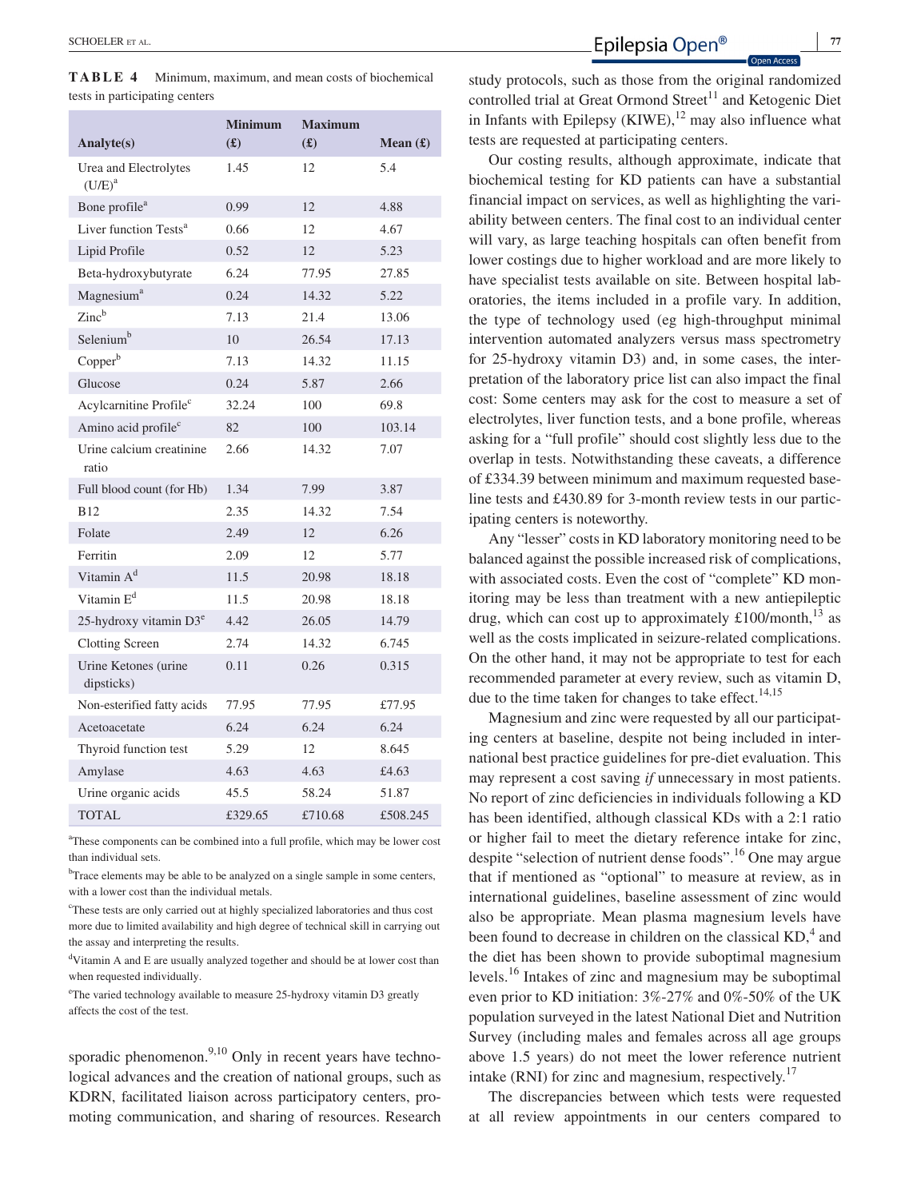**TABLE 4** Minimum, maximum, and mean costs of biochemical tests in participating centers

| Analyte(s) | Minimum (£) | Maximum (£) | Mean (£) |
|---|---|---|---|
| Urea and Electrolytes (U/E)[a] | 1.45 | 12 | 5.4 |
| Bone profile[a] | 0.99 | 12 | 4.88 |
| Liver function Tests[a] | 0.66 | 12 | 4.67 |
| Lipid Profile | 0.52 | 12 | 5.23 |
| Beta-hydroxybutyrate | 6.24 | 77.95 | 27.85 |
| Magnesium[a] | 0.24 | 14.32 | 5.22 |
| Zinc[b] | 7.13 | 21.4 | 13.06 |
| Selenium[b] | 10 | 26.54 | 17.13 |
| Copper[b] | 7.13 | 14.32 | 11.15 |
| Glucose | 0.24 | 5.87 | 2.66 |
| Acylcarnitine Profile[c] | 32.24 | 100 | 69.8 |
| Amino acid profile[c] | 82 | 100 | 103.14 |
| Urine calcium creatinine ratio | 2.66 | 14.32 | 7.07 |
| Full blood count (for Hb) | 1.34 | 7.99 | 3.87 |
| B12 | 2.35 | 14.32 | 7.54 |
| Folate | 2.49 | 12 | 6.26 |
| Ferritin | 2.09 | 12 | 5.77 |
| Vitamin A[d] | 11.5 | 20.98 | 18.18 |
| Vitamin E[d] | 11.5 | 20.98 | 18.18 |
| 25-hydroxy vitamin D3[e] | 4.42 | 26.05 | 14.79 |
| Clotting Screen | 2.74 | 14.32 | 6.745 |
| Urine Ketones (urine dipsticks) | 0.11 | 0.26 | 0.315 |
| Non-esterified fatty acids | 77.95 | 77.95 | £77.95 |
| Acetoacetate | 6.24 | 6.24 | 6.24 |
| Thyroid function test | 5.29 | 12 | 8.645 |
| Amylase | 4.63 | 4.63 | £4.63 |
| Urine organic acids | 45.5 | 58.24 | 51.87 |
| TOTAL | £329.65 | £710.68 | £508.245 |

[a]These components can be combined into a full profile, which may be lower cost than individual sets.

[b]Trace elements may be able to be analyzed on a single sample in some centers, with a lower cost than the individual metals.

[c]These tests are only carried out at highly specialized laboratories and thus cost more due to limited availability and high degree of technical skill in carrying out the assay and interpreting the results.

[d]Vitamin A and E are usually analyzed together and should be at lower cost than when requested individually.

[e]The varied technology available to measure 25-hydroxy vitamin D3 greatly affects the cost of the test.

sporadic phenomenon.[9,10] Only in recent years have technological advances and the creation of national groups, such as KDRN, facilitated liaison across participatory centers, promoting communication, and sharing of resources. Research study protocols, such as those from the original randomized controlled trial at Great Ormond Street[11] and Ketogenic Diet in Infants with Epilepsy (KIWE),[12] may also influence what tests are requested at participating centers.

Our costing results, although approximate, indicate that biochemical testing for KD patients can have a substantial financial impact on services, as well as highlighting the variability between centers. The final cost to an individual center will vary, as large teaching hospitals can often benefit from lower costings due to higher workload and are more likely to have specialist tests available on site. Between hospital laboratories, the items included in a profile vary. In addition, the type of technology used (eg high-throughput minimal intervention automated analyzers versus mass spectrometry for 25-hydroxy vitamin D3) and, in some cases, the interpretation of the laboratory price list can also impact the final cost: Some centers may ask for the cost to measure a set of electrolytes, liver function tests, and a bone profile, whereas asking for a "full profile" should cost slightly less due to the overlap in tests. Notwithstanding these caveats, a difference of £334.39 between minimum and maximum requested baseline tests and £430.89 for 3-month review tests in our participating centers is noteworthy.

Any "lesser" costs in KD laboratory monitoring need to be balanced against the possible increased risk of complications, with associated costs. Even the cost of "complete" KD monitoring may be less than treatment with a new antiepileptic drug, which can cost up to approximately £100/month,[13] as well as the costs implicated in seizure-related complications. On the other hand, it may not be appropriate to test for each recommended parameter at every review, such as vitamin D, due to the time taken for changes to take effect.[14,15]

Magnesium and zinc were requested by all our participating centers at baseline, despite not being included in international best practice guidelines for pre-diet evaluation. This may represent a cost saving *if* unnecessary in most patients. No report of zinc deficiencies in individuals following a KD has been identified, although classical KDs with a 2:1 ratio or higher fail to meet the dietary reference intake for zinc, despite "selection of nutrient dense foods".[16] One may argue that if mentioned as "optional" to measure at review, as in international guidelines, baseline assessment of zinc would also be appropriate. Mean plasma magnesium levels have been found to decrease in children on the classical KD,[4] and the diet has been shown to provide suboptimal magnesium levels.[16] Intakes of zinc and magnesium may be suboptimal even prior to KD initiation: 3%-27% and 0%-50% of the UK population surveyed in the latest National Diet and Nutrition Survey (including males and females across all age groups above 1.5 years) do not meet the lower reference nutrient intake (RNI) for zinc and magnesium, respectively.[17]

The discrepancies between which tests were requested at all review appointments in our centers compared to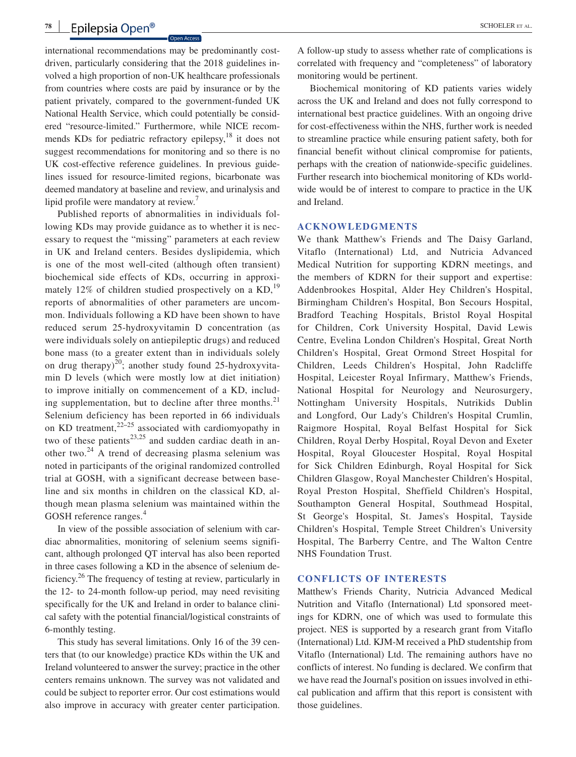international recommendations may be predominantly cost-driven, particularly considering that the 2018 guidelines involved a high proportion of non-UK healthcare professionals from countries where costs are paid by insurance or by the patient privately, compared to the government-funded UK National Health Service, which could potentially be considered "resource-limited." Furthermore, while NICE recommends KDs for pediatric refractory epilepsy,[18] it does not suggest recommendations for monitoring and so there is no UK cost-effective reference guidelines. In previous guidelines issued for resource-limited regions, bicarbonate was deemed mandatory at baseline and review, and urinalysis and lipid profile were mandatory at review.[7]

Published reports of abnormalities in individuals following KDs may provide guidance as to whether it is necessary to request the "missing" parameters at each review in UK and Ireland centers. Besides dyslipidemia, which is one of the most well-cited (although often transient) biochemical side effects of KDs, occurring in approximately 12% of children studied prospectively on a KD,[19] reports of abnormalities of other parameters are uncommon. Individuals following a KD have been shown to have reduced serum 25-hydroxyvitamin D concentration (as were individuals solely on antiepileptic drugs) and reduced bone mass (to a greater extent than in individuals solely on drug therapy)[20]; another study found 25-hydroxyvitamin D levels (which were mostly low at diet initiation) to improve initially on commencement of a KD, including supplementation, but to decline after three months.[21] Selenium deficiency has been reported in 66 individuals on KD treatment,[22–25] associated with cardiomyopathy in two of these patients[23,25] and sudden cardiac death in another two.[24] A trend of decreasing plasma selenium was noted in participants of the original randomized controlled trial at GOSH, with a significant decrease between baseline and six months in children on the classical KD, although mean plasma selenium was maintained within the GOSH reference ranges.[4]

In view of the possible association of selenium with cardiac abnormalities, monitoring of selenium seems significant, although prolonged QT interval has also been reported in three cases following a KD in the absence of selenium deficiency.[26] The frequency of testing at review, particularly in the 12- to 24-month follow-up period, may need revisiting specifically for the UK and Ireland in order to balance clinical safety with the potential financial/logistical constraints of 6-monthly testing.

This study has several limitations. Only 16 of the 39 centers that (to our knowledge) practice KDs within the UK and Ireland volunteered to answer the survey; practice in the other centers remains unknown. The survey was not validated and could be subject to reporter error. Our cost estimations would also improve in accuracy with greater center participation. A follow-up study to assess whether rate of complications is correlated with frequency and "completeness" of laboratory monitoring would be pertinent.

Biochemical monitoring of KD patients varies widely across the UK and Ireland and does not fully correspond to international best practice guidelines. With an ongoing drive for cost-effectiveness within the NHS, further work is needed to streamline practice while ensuring patient safety, both for financial benefit without clinical compromise for patients, perhaps with the creation of nationwide-specific guidelines. Further research into biochemical monitoring of KDs worldwide would be of interest to compare to practice in the UK and Ireland.

## ACKNOWLEDGMENTS

We thank Matthew's Friends and The Daisy Garland, Vitaflo (International) Ltd, and Nutricia Advanced Medical Nutrition for supporting KDRN meetings, and the members of KDRN for their support and expertise: Addenbrookes Hospital, Alder Hey Children's Hospital, Birmingham Children's Hospital, Bon Secours Hospital, Bradford Teaching Hospitals, Bristol Royal Hospital for Children, Cork University Hospital, David Lewis Centre, Evelina London Children's Hospital, Great North Children's Hospital, Great Ormond Street Hospital for Children, Leeds Children's Hospital, John Radcliffe Hospital, Leicester Royal Infirmary, Matthew's Friends, National Hospital for Neurology and Neurosurgery, Nottingham University Hospitals, Nutrikids Dublin and Longford, Our Lady's Children's Hospital Crumlin, Raigmore Hospital, Royal Belfast Hospital for Sick Children, Royal Derby Hospital, Royal Devon and Exeter Hospital, Royal Gloucester Hospital, Royal Hospital for Sick Children Edinburgh, Royal Hospital for Sick Children Glasgow, Royal Manchester Children's Hospital, Royal Preston Hospital, Sheffield Children's Hospital, Southampton General Hospital, Southmead Hospital, St George's Hospital, St. James's Hospital, Tayside Children's Hospital, Temple Street Children's University Hospital, The Barberry Centre, and The Walton Centre NHS Foundation Trust.

## CONFLICTS OF INTERESTS

Matthew's Friends Charity, Nutricia Advanced Medical Nutrition and Vitaflo (International) Ltd sponsored meetings for KDRN, one of which was used to formulate this project. NES is supported by a research grant from Vitaflo (International) Ltd. KJM-M received a PhD studentship from Vitaflo (International) Ltd. The remaining authors have no conflicts of interest. No funding is declared. We confirm that we have read the Journal's position on issues involved in ethical publication and affirm that this report is consistent with those guidelines.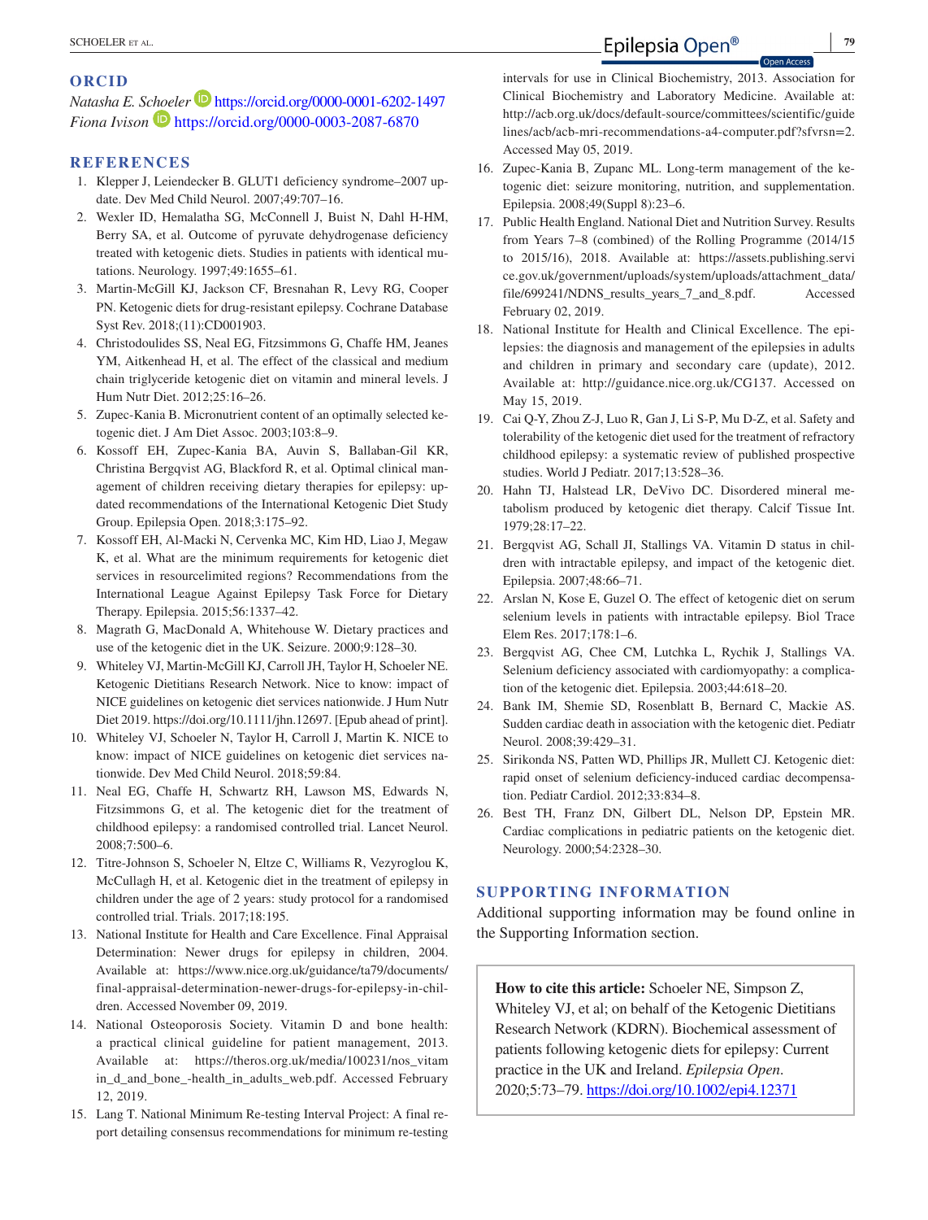## ORCID

*Natasha E. Schoeler* https://orcid.org/0000-0001-6202-1497
*Fiona Ivison* https://orcid.org/0000-0003-2087-6870

## REFERENCES

1. Klepper J, Leiendecker B. GLUT1 deficiency syndrome–2007 update. Dev Med Child Neurol. 2007;49:707–16.
2. Wexler ID, Hemalatha SG, McConnell J, Buist N, Dahl H-HM, Berry SA, et al. Outcome of pyruvate dehydrogenase deficiency treated with ketogenic diets. Studies in patients with identical mutations. Neurology. 1997;49:1655–61.
3. Martin-McGill KJ, Jackson CF, Bresnahan R, Levy RG, Cooper PN. Ketogenic diets for drug-resistant epilepsy. Cochrane Database Syst Rev. 2018;(11):CD001903.
4. Christodoulides SS, Neal EG, Fitzsimmons G, Chaffe HM, Jeanes YM, Aitkenhead H, et al. The effect of the classical and medium chain triglyceride ketogenic diet on vitamin and mineral levels. J Hum Nutr Diet. 2012;25:16–26.
5. Zupec-Kania B. Micronutrient content of an optimally selected ketogenic diet. J Am Diet Assoc. 2003;103:8–9.
6. Kossoff EH, Zupec-Kania BA, Auvin S, Ballaban-Gil KR, Christina Bergqvist AG, Blackford R, et al. Optimal clinical management of children receiving dietary therapies for epilepsy: updated recommendations of the International Ketogenic Diet Study Group. Epilepsia Open. 2018;3:175–92.
7. Kossoff EH, Al-Macki N, Cervenka MC, Kim HD, Liao J, Megaw K, et al. What are the minimum requirements for ketogenic diet services in resourcelimited regions? Recommendations from the International League Against Epilepsy Task Force for Dietary Therapy. Epilepsia. 2015;56:1337–42.
8. Magrath G, MacDonald A, Whitehouse W. Dietary practices and use of the ketogenic diet in the UK. Seizure. 2000;9:128–30.
9. Whiteley VJ, Martin-McGill KJ, Carroll JH, Taylor H, Schoeler NE. Ketogenic Dietitians Research Network. Nice to know: impact of NICE guidelines on ketogenic diet services nationwide. J Hum Nutr Diet 2019. https://doi.org/10.1111/jhn.12697. [Epub ahead of print].
10. Whiteley VJ, Schoeler N, Taylor H, Carroll J, Martin K. NICE to know: impact of NICE guidelines on ketogenic diet services nationwide. Dev Med Child Neurol. 2018;59:84.
11. Neal EG, Chaffe H, Schwartz RH, Lawson MS, Edwards N, Fitzsimmons G, et al. The ketogenic diet for the treatment of childhood epilepsy: a randomised controlled trial. Lancet Neurol. 2008;7:500–6.
12. Titre-Johnson S, Schoeler N, Eltze C, Williams R, Vezyroglou K, McCullagh H, et al. Ketogenic diet in the treatment of epilepsy in children under the age of 2 years: study protocol for a randomised controlled trial. Trials. 2017;18:195.
13. National Institute for Health and Care Excellence. Final Appraisal Determination: Newer drugs for epilepsy in children, 2004. Available at: https://www.nice.org.uk/guidance/ta79/documents/final-appraisal-determination-newer-drugs-for-epilepsy-in-children. Accessed November 09, 2019.
14. National Osteoporosis Society. Vitamin D and bone health: a practical clinical guideline for patient management, 2013. Available at: https://theros.org.uk/media/100231/nos_vitamin_d_and_bone_-health_in_adults_web.pdf. Accessed February 12, 2019.
15. Lang T. National Minimum Re-testing Interval Project: A final report detailing consensus recommendations for minimum re-testing intervals for use in Clinical Biochemistry, 2013. Association for Clinical Biochemistry and Laboratory Medicine. Available at: http://acb.org.uk/docs/default-source/committees/scientific/guidelines/acb/acb-mri-recommendations-a4-computer.pdf?sfvrsn=2. Accessed May 05, 2019.
16. Zupec-Kania B, Zupanc ML. Long-term management of the ketogenic diet: seizure monitoring, nutrition, and supplementation. Epilepsia. 2008;49(Suppl 8):23–6.
17. Public Health England. National Diet and Nutrition Survey. Results from Years 7–8 (combined) of the Rolling Programme (2014/15 to 2015/16), 2018. Available at: https://assets.publishing.service.gov.uk/government/uploads/system/uploads/attachment_data/file/699241/NDNS_results_years_7_and_8.pdf. Accessed February 02, 2019.
18. National Institute for Health and Clinical Excellence. The epilepsies: the diagnosis and management of the epilepsies in adults and children in primary and secondary care (update), 2012. Available at: http://guidance.nice.org.uk/CG137. Accessed on May 15, 2019.
19. Cai Q-Y, Zhou Z-J, Luo R, Gan J, Li S-P, Mu D-Z, et al. Safety and tolerability of the ketogenic diet used for the treatment of refractory childhood epilepsy: a systematic review of published prospective studies. World J Pediatr. 2017;13:528–36.
20. Hahn TJ, Halstead LR, DeVivo DC. Disordered mineral metabolism produced by ketogenic diet therapy. Calcif Tissue Int. 1979;28:17–22.
21. Bergqvist AG, Schall JI, Stallings VA. Vitamin D status in children with intractable epilepsy, and impact of the ketogenic diet. Epilepsia. 2007;48:66–71.
22. Arslan N, Kose E, Guzel O. The effect of ketogenic diet on serum selenium levels in patients with intractable epilepsy. Biol Trace Elem Res. 2017;178:1–6.
23. Bergqvist AG, Chee CM, Lutchka L, Rychik J, Stallings VA. Selenium deficiency associated with cardiomyopathy: a complication of the ketogenic diet. Epilepsia. 2003;44:618–20.
24. Bank IM, Shemie SD, Rosenblatt B, Bernard C, Mackie AS. Sudden cardiac death in association with the ketogenic diet. Pediatr Neurol. 2008;39:429–31.
25. Sirikonda NS, Patten WD, Phillips JR, Mullett CJ. Ketogenic diet: rapid onset of selenium deficiency-induced cardiac decompensation. Pediatr Cardiol. 2012;33:834–8.
26. Best TH, Franz DN, Gilbert DL, Nelson DP, Epstein MR. Cardiac complications in pediatric patients on the ketogenic diet. Neurology. 2000;54:2328–30.

## SUPPORTING INFORMATION

Additional supporting information may be found online in the Supporting Information section.

**How to cite this article:** Schoeler NE, Simpson Z, Whiteley VJ, et al; on behalf of the Ketogenic Dietitians Research Network (KDRN). Biochemical assessment of patients following ketogenic diets for epilepsy: Current practice in the UK and Ireland. *Epilepsia Open*. 2020;5:73–79. https://doi.org/10.1002/epi4.12371